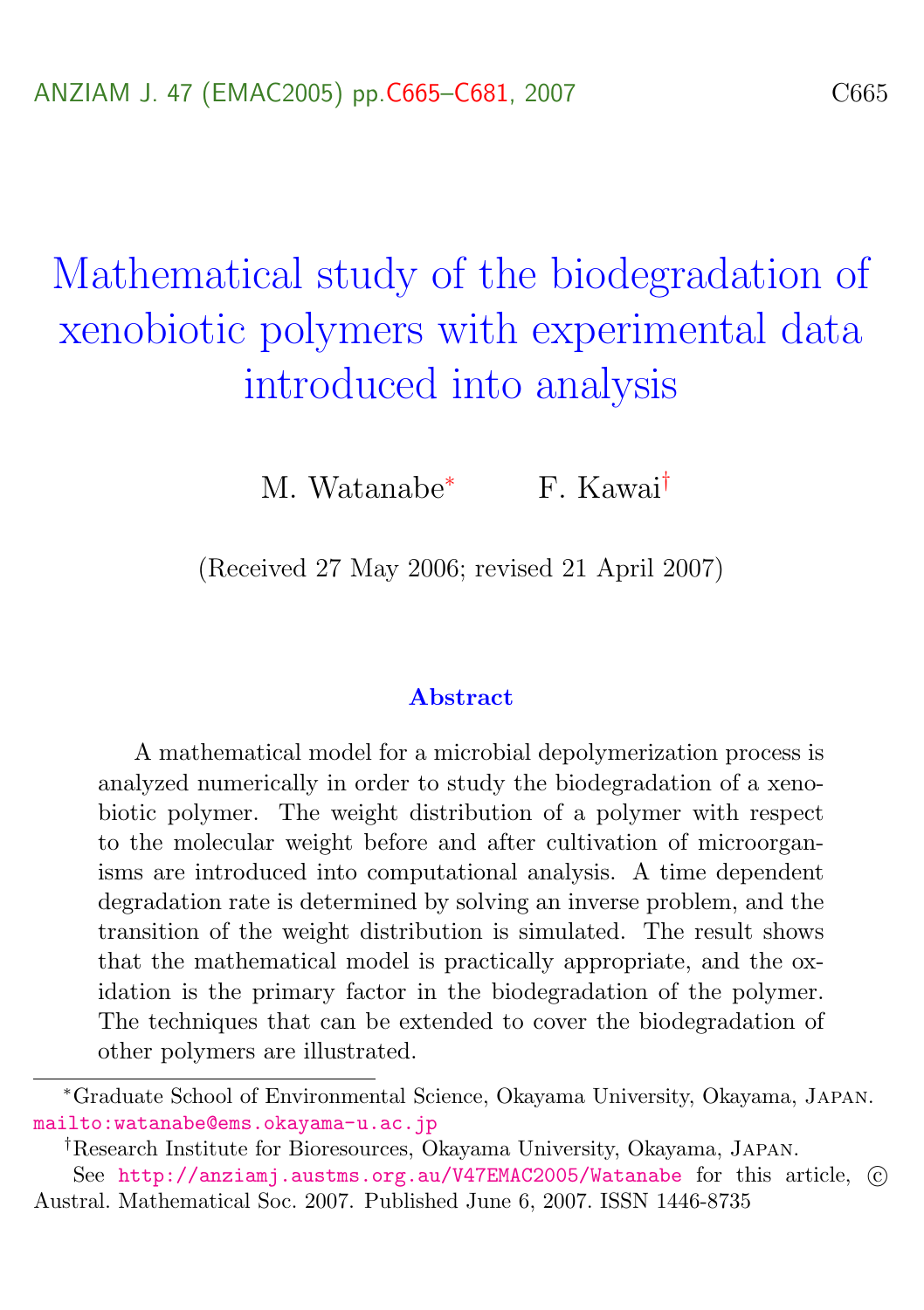# Mathematical study of the biodegradation of xenobiotic polymers with experimental data introduced into analysis

M. Watanabe[*] F. Kawai[†]

(Received 27 May 2006; revised 21 April 2007)

## Abstract

A mathematical model for a microbial depolymerization process is analyzed numerically in order to study the biodegradation of a xenobiotic polymer. The weight distribution of a polymer with respect to the molecular weight before and after cultivation of microorganisms are introduced into computational analysis. A time dependent degradation rate is determined by solving an inverse problem, and the transition of the weight distribution is simulated. The result shows that the mathematical model is practically appropriate, and the oxidation is the primary factor in the biodegradation of the polymer. The techniques that can be extended to cover the biodegradation of other polymers are illustrated.

---

[*] Graduate School of Environmental Science, Okayama University, Okayama, Japan. mailto:watanabe@ems.okayama-u.ac.jp

[†] Research Institute for Bioresources, Okayama University, Okayama, Japan.

See http://anziamj.austms.org.au/V47EMAC2005/Watanabe for this article, © Austral. Mathematical Soc. 2007. Published June 6, 2007. ISSN 1446-8735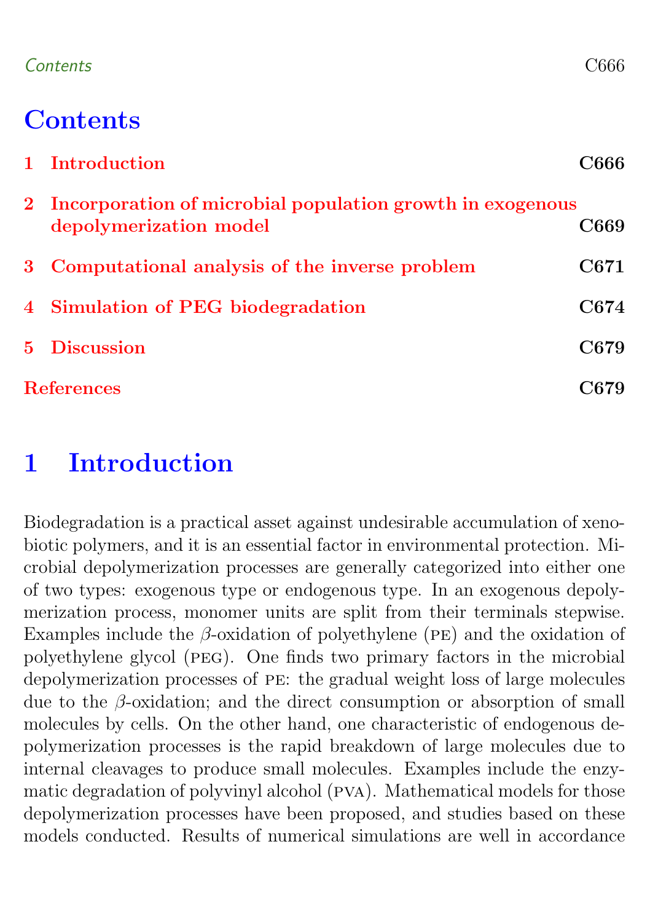# Contents

1 Introduction C666

2 Incorporation of microbial population growth in exogenous depolymerization model C669

3 Computational analysis of the inverse problem C671

4 Simulation of PEG biodegradation C674

5 Discussion C679

References C679

# 1 Introduction

Biodegradation is a practical asset against undesirable accumulation of xenobiotic polymers, and it is an essential factor in environmental protection. Microbial depolymerization processes are generally categorized into either one of two types: exogenous type or endogenous type. In an exogenous depolymerization process, monomer units are split from their terminals stepwise. Examples include the $\beta$-oxidation of polyethylene (PE) and the oxidation of polyethylene glycol (PEG). One finds two primary factors in the microbial depolymerization processes of PE: the gradual weight loss of large molecules due to the $\beta$-oxidation; and the direct consumption or absorption of small molecules by cells. On the other hand, one characteristic of endogenous depolymerization processes is the rapid breakdown of large molecules due to internal cleavages to produce small molecules. Examples include the enzymatic degradation of polyvinyl alcohol (PVA). Mathematical models for those depolymerization processes have been proposed, and studies based on these models conducted. Results of numerical simulations are well in accordance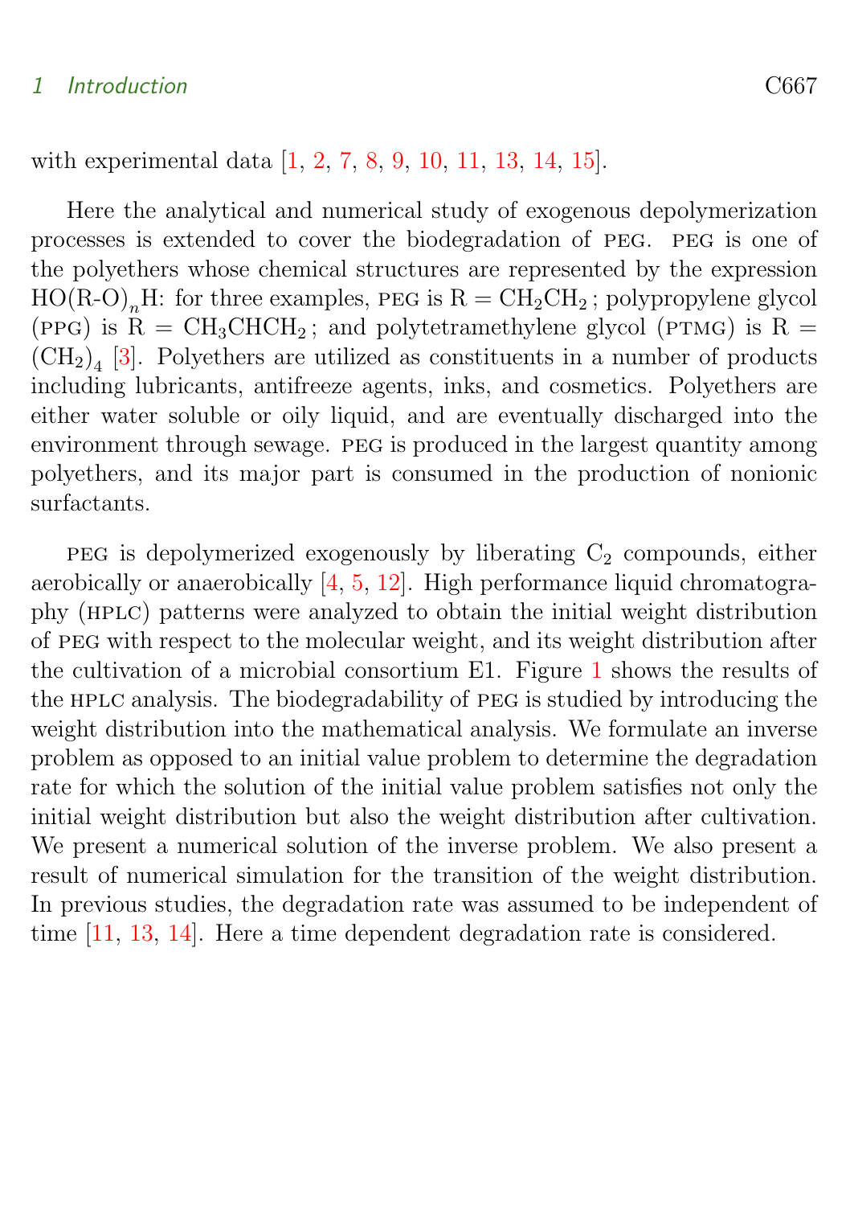with experimental data [1, 2, 7, 8, 9, 10, 11, 13, 14, 15].

Here the analytical and numerical study of exogenous depolymerization processes is extended to cover the biodegradation of PEG. PEG is one of the polyethers whose chemical structures are represented by the expression $HO(R\text{-}O)_nH$: for three examples, PEG is R = $CH_2CH_2$ ; polypropylene glycol (PPG) is R = $CH_3CHCH_2$ ; and polytetramethylene glycol (PTMG) is R = $(CH_2)_4$ [3]. Polyethers are utilized as constituents in a number of products including lubricants, antifreeze agents, inks, and cosmetics. Polyethers are either water soluble or oily liquid, and are eventually discharged into the environment through sewage. PEG is produced in the largest quantity among polyethers, and its major part is consumed in the production of nonionic surfactants.

PEG is depolymerized exogenously by liberating $C_2$ compounds, either aerobically or anaerobically [4, 5, 12]. High performance liquid chromatography (HPLC) patterns were analyzed to obtain the initial weight distribution of PEG with respect to the molecular weight, and its weight distribution after the cultivation of a microbial consortium E1. Figure 1 shows the results of the HPLC analysis. The biodegradability of PEG is studied by introducing the weight distribution into the mathematical analysis. We formulate an inverse problem as opposed to an initial value problem to determine the degradation rate for which the solution of the initial value problem satisfies not only the initial weight distribution but also the weight distribution after cultivation. We present a numerical solution of the inverse problem. We also present a result of numerical simulation for the transition of the weight distribution. In previous studies, the degradation rate was assumed to be independent of time [11, 13, 14]. Here a time dependent degradation rate is considered.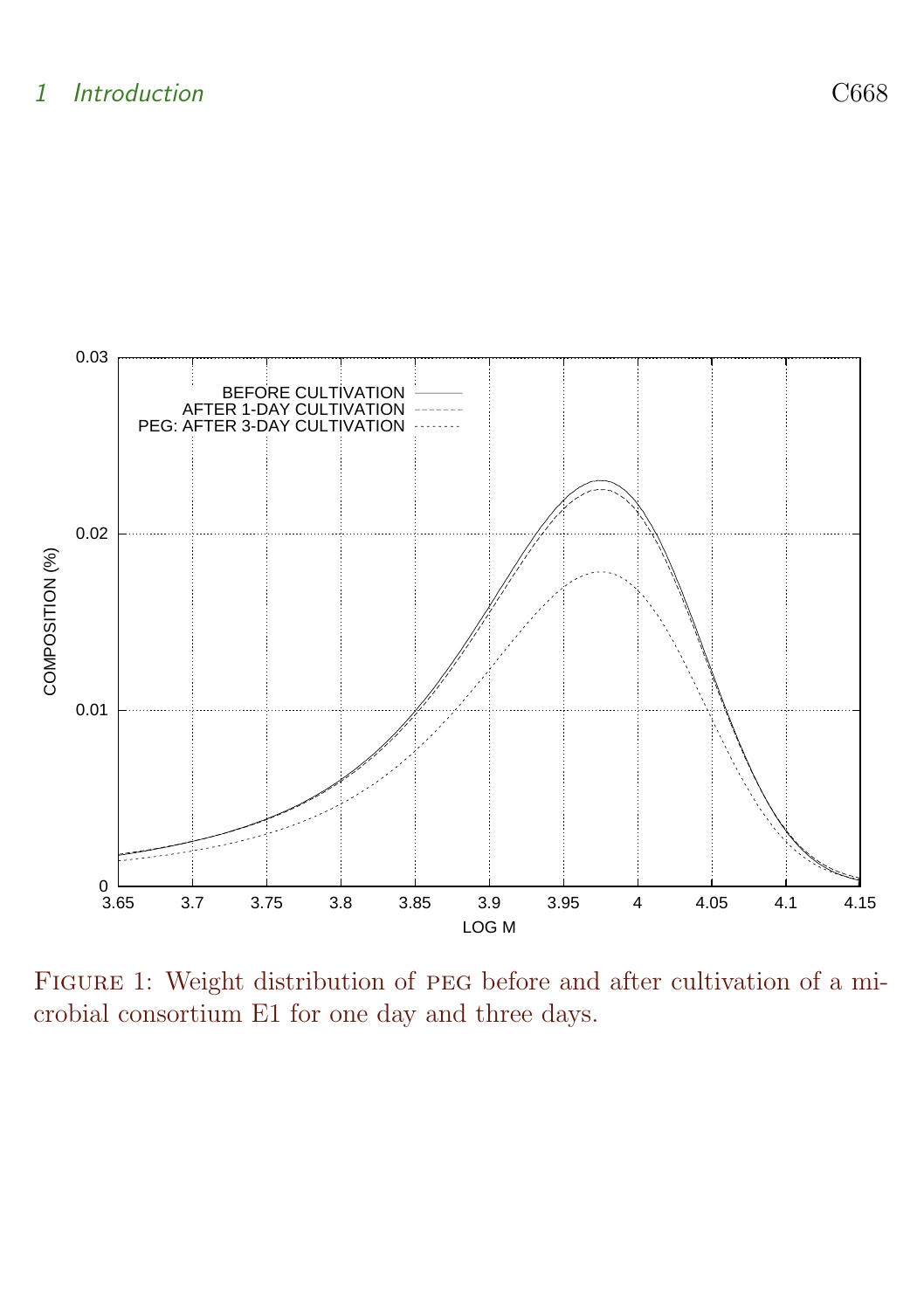Figure 1: Weight distribution of PEG before and after cultivation of a microbial consortium E1 for one day and three days.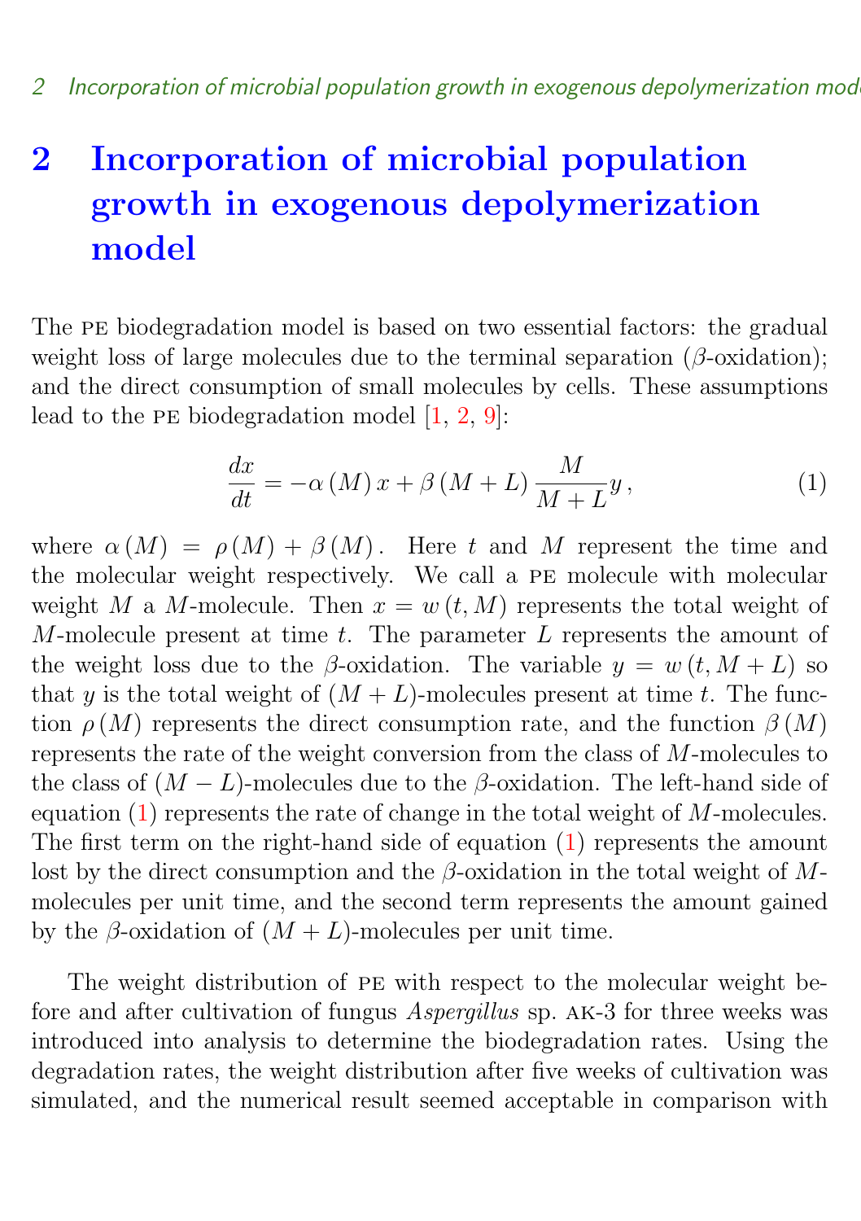## 2 Incorporation of microbial population growth in exogenous depolymerization model

The PE biodegradation model is based on two essential factors: the gradual weight loss of large molecules due to the terminal separation ($\beta$-oxidation); and the direct consumption of small molecules by cells. These assumptions lead to the PE biodegradation model [1, 2, 9]:

$$\frac{dx}{dt} = -\alpha(M)\, x + \beta(M+L)\, \frac{M}{M+L} y\,, \tag{1}$$

where $\alpha(M) = \rho(M) + \beta(M)$. Here $t$ and $M$ represent the time and the molecular weight respectively. We call a PE molecule with molecular weight $M$ a $M$-molecule. Then $x = w(t, M)$ represents the total weight of $M$-molecule present at time $t$. The parameter $L$ represents the amount of the weight loss due to the $\beta$-oxidation. The variable $y = w(t, M+L)$ so that $y$ is the total weight of $(M+L)$-molecules present at time $t$. The function $\rho(M)$ represents the direct consumption rate, and the function $\beta(M)$ represents the rate of the weight conversion from the class of $M$-molecules to the class of $(M-L)$-molecules due to the $\beta$-oxidation. The left-hand side of equation (1) represents the rate of change in the total weight of $M$-molecules. The first term on the right-hand side of equation (1) represents the amount lost by the direct consumption and the $\beta$-oxidation in the total weight of $M$-molecules per unit time, and the second term represents the amount gained by the $\beta$-oxidation of $(M+L)$-molecules per unit time.

The weight distribution of PE with respect to the molecular weight before and after cultivation of fungus *Aspergillus* sp. AK-3 for three weeks was introduced into analysis to determine the biodegradation rates. Using the degradation rates, the weight distribution after five weeks of cultivation was simulated, and the numerical result seemed acceptable in comparison with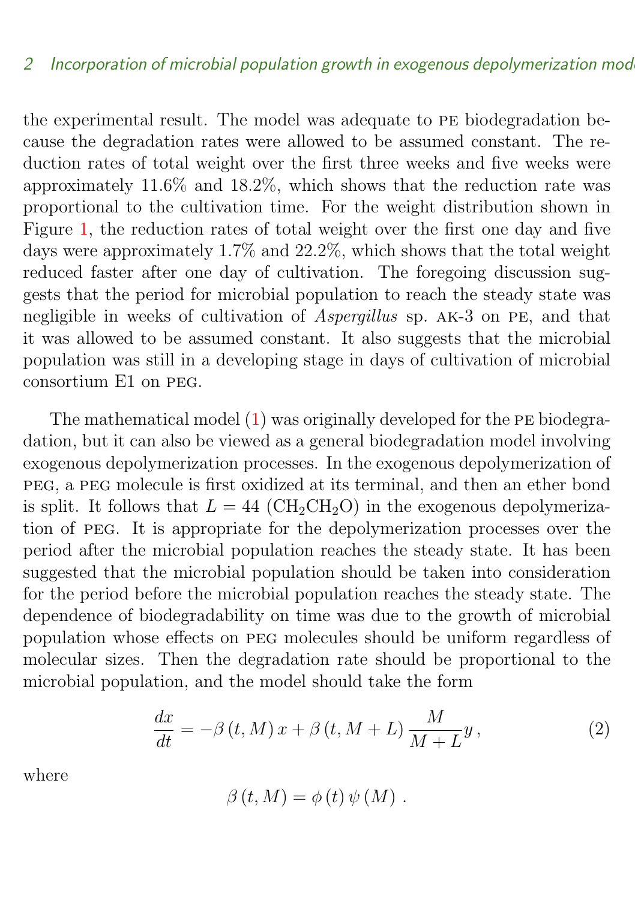the experimental result. The model was adequate to PE biodegradation because the degradation rates were allowed to be assumed constant. The reduction rates of total weight over the first three weeks and five weeks were approximately 11.6% and 18.2%, which shows that the reduction rate was proportional to the cultivation time. For the weight distribution shown in Figure 1, the reduction rates of total weight over the first one day and five days were approximately 1.7% and 22.2%, which shows that the total weight reduced faster after one day of cultivation. The foregoing discussion suggests that the period for microbial population to reach the steady state was negligible in weeks of cultivation of *Aspergillus* sp. AK-3 on PE, and that it was allowed to be assumed constant. It also suggests that the microbial population was still in a developing stage in days of cultivation of microbial consortium E1 on PEG.

The mathematical model (1) was originally developed for the PE biodegradation, but it can also be viewed as a general biodegradation model involving exogenous depolymerization processes. In the exogenous depolymerization of PEG, a PEG molecule is first oxidized at its terminal, and then an ether bond is split. It follows that $L = 44$ ($CH_2CH_2O$) in the exogenous depolymerization of PEG. It is appropriate for the depolymerization processes over the period after the microbial population reaches the steady state. It has been suggested that the microbial population should be taken into consideration for the period before the microbial population reaches the steady state. The dependence of biodegradability on time was due to the growth of microbial population whose effects on PEG molecules should be uniform regardless of molecular sizes. Then the degradation rate should be proportional to the microbial population, and the model should take the form

$$\frac{dx}{dt} = -\beta\left(t, M\right)x + \beta\left(t, M+L\right)\frac{M}{M+L}y\,, \tag{2}$$

where

$$\beta\left(t, M\right) = \phi\left(t\right)\psi\left(M\right)\,.$$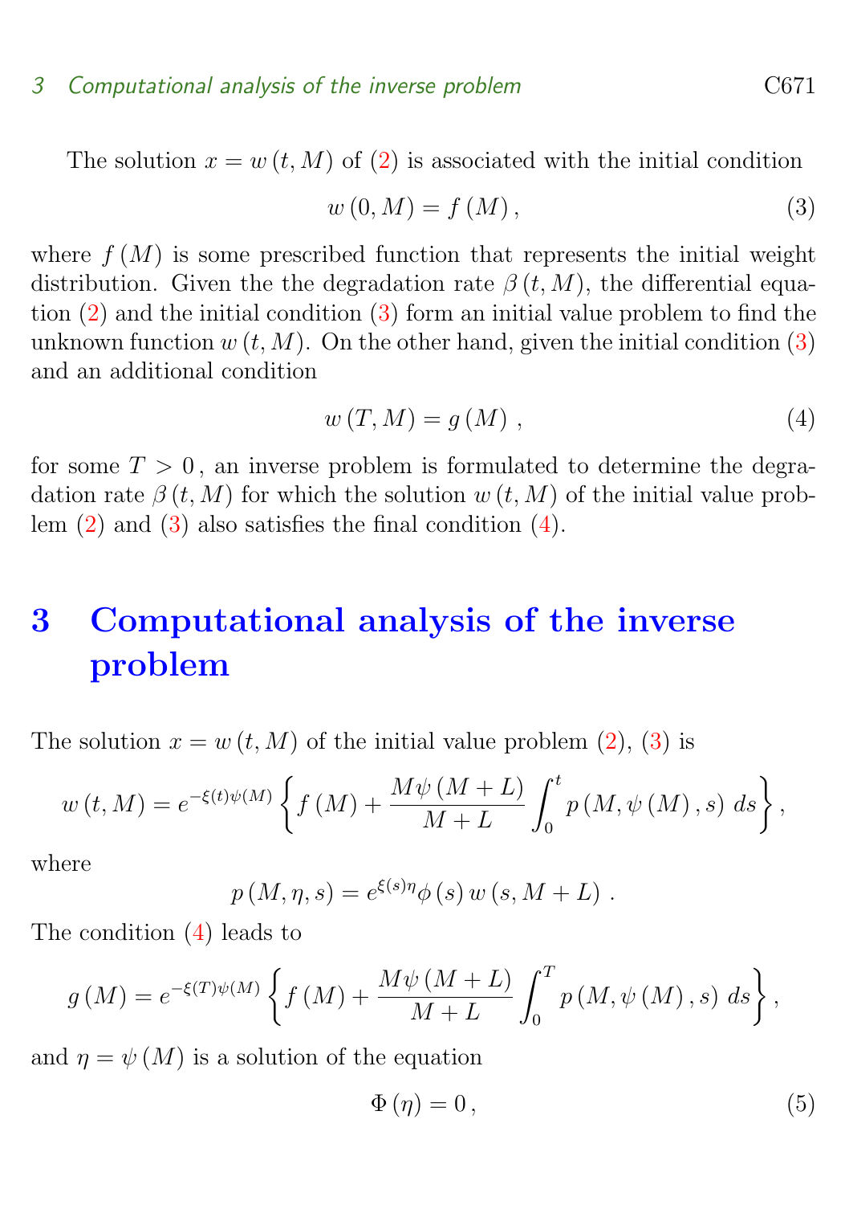The solution $x = w(t, M)$ of (2) is associated with the initial condition

$$w(0, M) = f(M), \tag{3}$$

where $f(M)$ is some prescribed function that represents the initial weight distribution. Given the the degradation rate $\beta(t, M)$, the differential equation (2) and the initial condition (3) form an initial value problem to find the unknown function $w(t, M)$. On the other hand, given the initial condition (3) and an additional condition

$$w(T, M) = g(M), \tag{4}$$

for some $T > 0$, an inverse problem is formulated to determine the degradation rate $\beta(t, M)$ for which the solution $w(t, M)$ of the initial value problem (2) and (3) also satisfies the final condition (4).

# 3 Computational analysis of the inverse problem

The solution $x = w(t, M)$ of the initial value problem (2), (3) is

$$w(t, M) = e^{-\xi(t)\psi(M)} \left\{ f(M) + \frac{M\psi(M+L)}{M+L} \int_0^t p(M, \psi(M), s)\, ds \right\},$$

where

$$p(M, \eta, s) = e^{\xi(s)\eta} \phi(s)\, w(s, M+L).$$

The condition (4) leads to

$$g(M) = e^{-\xi(T)\psi(M)} \left\{ f(M) + \frac{M\psi(M+L)}{M+L} \int_0^T p(M, \psi(M), s)\, ds \right\},$$

and $\eta = \psi(M)$ is a solution of the equation

$$\Phi(\eta) = 0, \tag{5}$$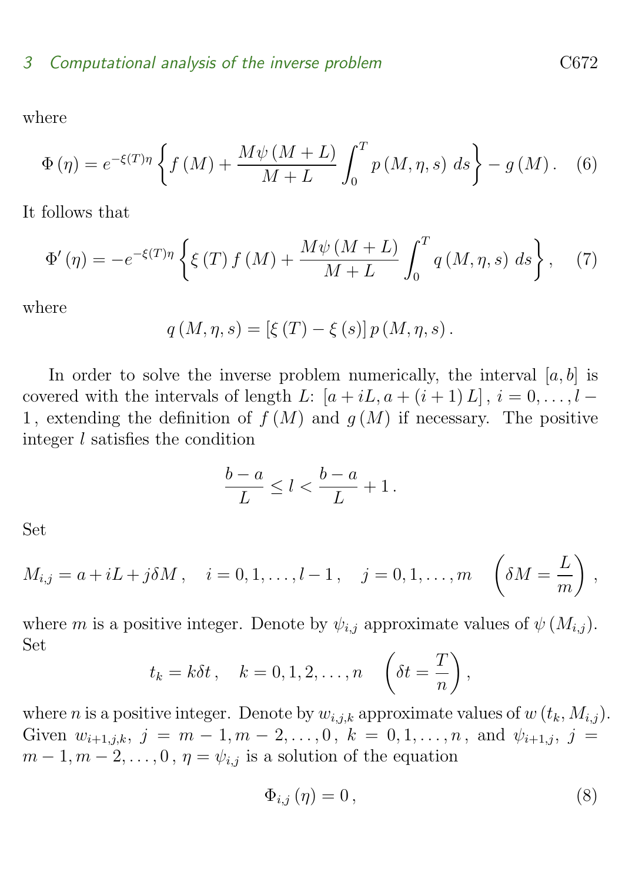where

$$\Phi\left(\eta\right)=e^{-\xi(T)\eta}\left\{f\left(M\right)+\frac{M\psi\left(M+L\right)}{M+L}\int_{0}^{T}p\left(M,\eta,s\right)\,ds\right\}-g\left(M\right). \tag{6}$$

It follows that

$$\Phi'\left(\eta\right)=-e^{-\xi(T)\eta}\left\{\xi\left(T\right)f\left(M\right)+\frac{M\psi\left(M+L\right)}{M+L}\int_{0}^{T}q\left(M,\eta,s\right)\,ds\right\}, \tag{7}$$

where

$$q\left(M,\eta,s\right)=\left[\xi\left(T\right)-\xi\left(s\right)\right]p\left(M,\eta,s\right).$$

In order to solve the inverse problem numerically, the interval $[a,b]$ is covered with the intervals of length $L$: $\left[a+iL,a+(i+1)\,L\right],\ i=0,\ldots,l-1$, extending the definition of $f\left(M\right)$ and $g\left(M\right)$ if necessary. The positive integer $l$ satisfies the condition

$$\frac{b-a}{L}\leq l<\frac{b-a}{L}+1\,.$$

Set

$$M_{i,j}=a+iL+j\delta M\,,\quad i=0,1,\ldots,l-1\,,\quad j=0,1,\ldots,m\quad\left(\delta M=\frac{L}{m}\right),$$

where $m$ is a positive integer. Denote by $\psi_{i,j}$ approximate values of $\psi\left(M_{i,j}\right)$. Set

$$t_k=k\delta t\,,\quad k=0,1,2,\ldots,n\quad\left(\delta t=\frac{T}{n}\right),$$

where $n$ is a positive integer. Denote by $w_{i,j,k}$ approximate values of $w\left(t_k,M_{i,j}\right)$. Given $w_{i+1,j,k},\ j=m-1,m-2,\ldots,0,\ k=0,1,\ldots,n$, and $\psi_{i+1,j},\ j=m-1,m-2,\ldots,0$, $\eta=\psi_{i,j}$ is a solution of the equation

$$\Phi_{i,j}\left(\eta\right)=0\,, \tag{8}$$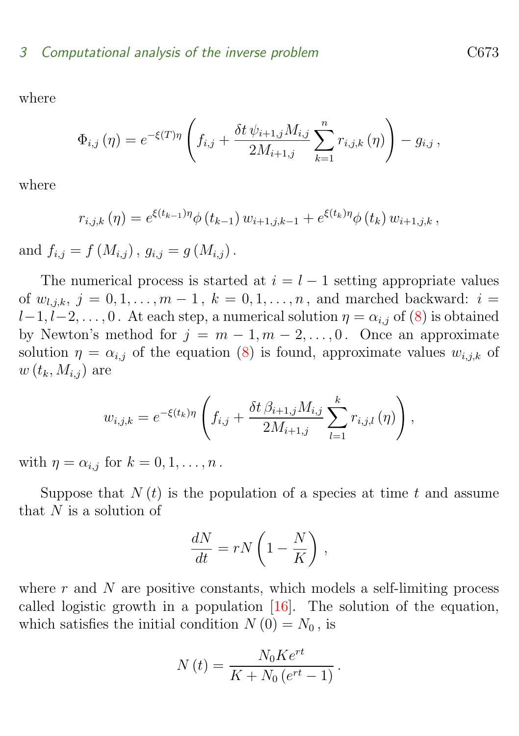where

$$\Phi_{i,j}(\eta) = e^{-\xi(T)\eta}\left(f_{i,j} + \frac{\delta t\, \psi_{i+1,j} M_{i,j}}{2M_{i+1,j}} \sum_{k=1}^{n} r_{i,j,k}(\eta)\right) - g_{i,j}\,,$$

where

$$r_{i,j,k}(\eta) = e^{\xi(t_{k-1})\eta}\phi(t_{k-1})\, w_{i+1,j,k-1} + e^{\xi(t_k)\eta}\phi(t_k)\, w_{i+1,j,k}\,,$$

and $f_{i,j} = f(M_{i,j})\,,\ g_{i,j} = g(M_{i,j})\,.$

The numerical process is started at $i = l-1$ setting appropriate values of $w_{l,j,k}$, $j = 0, 1, \ldots, m-1$, $k = 0, 1, \ldots, n$, and marched backward: $i = l-1, l-2, \ldots, 0$. At each step, a numerical solution $\eta = \alpha_{i,j}$ of (8) is obtained by Newton's method for $j = m-1, m-2, \ldots, 0$. Once an approximate solution $\eta = \alpha_{i,j}$ of the equation (8) is found, approximate values $w_{i,j,k}$ of $w(t_k, M_{i,j})$ are

$$w_{i,j,k} = e^{-\xi(t_k)\eta}\left(f_{i,j} + \frac{\delta t\, \beta_{i+1,j} M_{i,j}}{2M_{i+1,j}} \sum_{l=1}^{k} r_{i,j,l}(\eta)\right),$$

with $\eta = \alpha_{i,j}$ for $k = 0, 1, \ldots, n\,.$

Suppose that $N(t)$ is the population of a species at time $t$ and assume that $N$ is a solution of

$$\frac{dN}{dt} = rN\left(1 - \frac{N}{K}\right),$$

where $r$ and $N$ are positive constants, which models a self-limiting process called logistic growth in a population [16]. The solution of the equation, which satisfies the initial condition $N(0) = N_0$, is

$$N(t) = \frac{N_0 K e^{rt}}{K + N_0\left(e^{rt} - 1\right)}\,.$$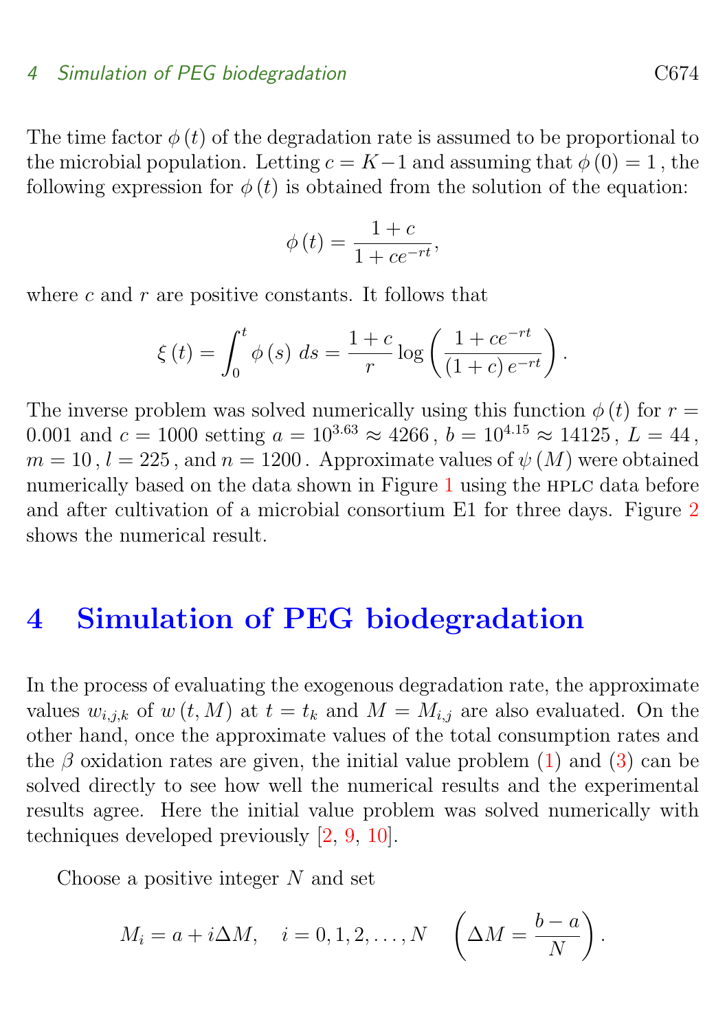The time factor $\phi(t)$ of the degradation rate is assumed to be proportional to the microbial population. Letting $c = K - 1$ and assuming that $\phi(0) = 1$, the following expression for $\phi(t)$ is obtained from the solution of the equation:

$$\phi(t) = \frac{1 + c}{1 + ce^{-rt}},$$

where $c$ and $r$ are positive constants. It follows that

$$\xi(t) = \int_0^t \phi(s)\, ds = \frac{1 + c}{r} \log\left(\frac{1 + ce^{-rt}}{(1 + c)\, e^{-rt}}\right).$$

The inverse problem was solved numerically using this function $\phi(t)$ for $r = 0.001$ and $c = 1000$ setting $a = 10^{3.63} \approx 4266$, $b = 10^{4.15} \approx 14125$, $L = 44$, $m = 10$, $l = 225$, and $n = 1200$. Approximate values of $\psi(M)$ were obtained numerically based on the data shown in Figure 1 using the HPLC data before and after cultivation of a microbial consortium E1 for three days. Figure 2 shows the numerical result.

## 4 Simulation of PEG biodegradation

In the process of evaluating the exogenous degradation rate, the approximate values $w_{i,j,k}$ of $w(t, M)$ at $t = t_k$ and $M = M_{i,j}$ are also evaluated. On the other hand, once the approximate values of the total consumption rates and the $\beta$ oxidation rates are given, the initial value problem (1) and (3) can be solved directly to see how well the numerical results and the experimental results agree. Here the initial value problem was solved numerically with techniques developed previously [2, 9, 10].

Choose a positive integer $N$ and set

$$M_i = a + i\Delta M, \quad i = 0, 1, 2, \ldots, N \quad \left(\Delta M = \frac{b - a}{N}\right).$$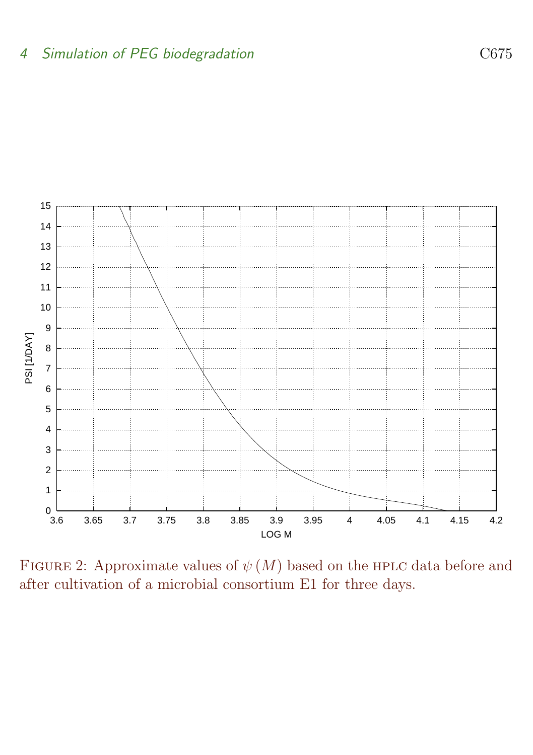Figure 2: Approximate values of $\psi(M)$ based on the HPLC data before and after cultivation of a microbial consortium E1 for three days.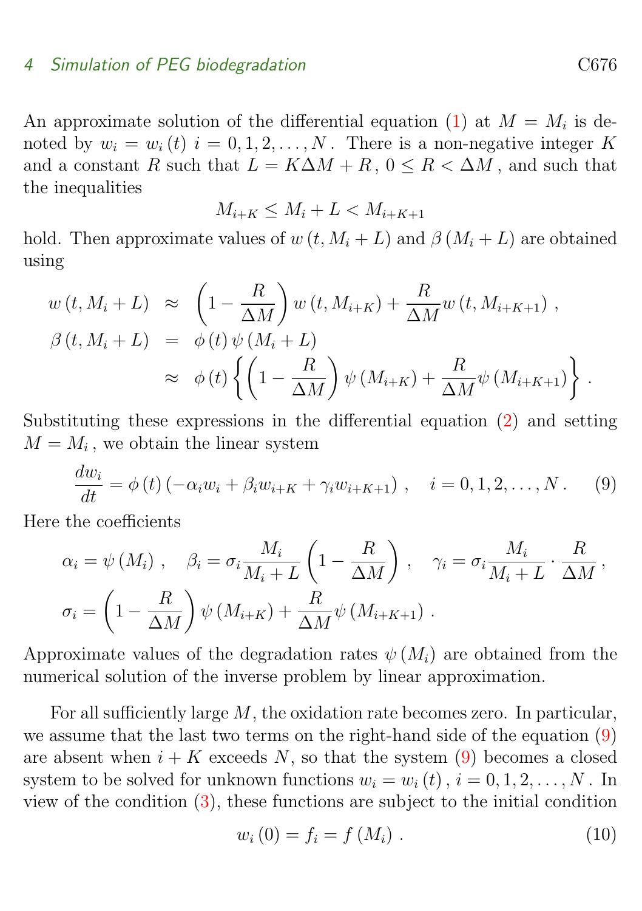An approximate solution of the differential equation (1) at $M = M_i$ is denoted by $w_i = w_i(t)$ $i = 0, 1, 2, \ldots, N$. There is a non-negative integer $K$ and a constant $R$ such that $L = K\Delta M + R$, $0 \le R < \Delta M$, and such that the inequalities

$$M_{i+K} \le M_i + L < M_{i+K+1}$$

hold. Then approximate values of $w(t, M_i + L)$ and $\beta(M_i + L)$ are obtained using

$$\begin{aligned}
w(t, M_i + L) &\approx \left(1 - \frac{R}{\Delta M}\right) w(t, M_{i+K}) + \frac{R}{\Delta M} w(t, M_{i+K+1}) \,, \\
\beta(t, M_i + L) &= \phi(t)\, \psi(M_i + L) \\
&\approx \phi(t) \left\{ \left(1 - \frac{R}{\Delta M}\right) \psi(M_{i+K}) + \frac{R}{\Delta M} \psi(M_{i+K+1}) \right\} .
\end{aligned}$$

Substituting these expressions in the differential equation (2) and setting $M = M_i$, we obtain the linear system

$$\frac{dw_i}{dt} = \phi(t) \left(-\alpha_i w_i + \beta_i w_{i+K} + \gamma_i w_{i+K+1}\right) , \quad i = 0, 1, 2, \ldots, N . \tag{9}$$

Here the coefficients

$$\alpha_i = \psi(M_i) \,, \quad \beta_i = \sigma_i \frac{M_i}{M_i + L} \left(1 - \frac{R}{\Delta M}\right) , \quad \gamma_i = \sigma_i \frac{M_i}{M_i + L} \cdot \frac{R}{\Delta M} \,,$$

$$\sigma_i = \left(1 - \frac{R}{\Delta M}\right) \psi(M_{i+K}) + \frac{R}{\Delta M} \psi(M_{i+K+1}) \,.$$

Approximate values of the degradation rates $\psi(M_i)$ are obtained from the numerical solution of the inverse problem by linear approximation.

For all sufficiently large $M$, the oxidation rate becomes zero. In particular, we assume that the last two terms on the right-hand side of the equation (9) are absent when $i + K$ exceeds $N$, so that the system (9) becomes a closed system to be solved for unknown functions $w_i = w_i(t)$, $i = 0, 1, 2, \ldots, N$. In view of the condition (3), these functions are subject to the initial condition

$$w_i(0) = f_i = f(M_i) \,. \tag{10}$$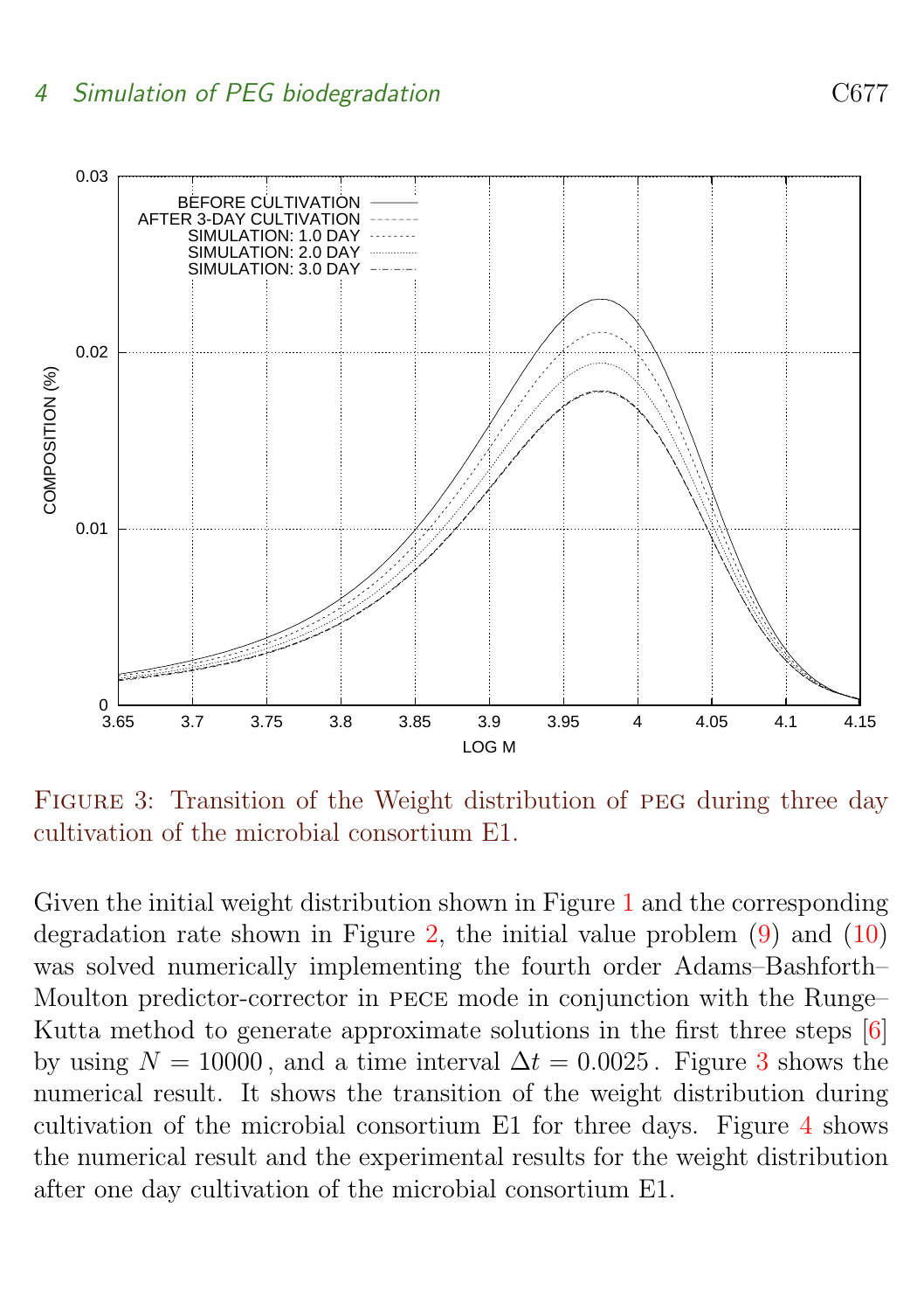FIGURE 3: Transition of the Weight distribution of PEG during three day cultivation of the microbial consortium E1.

Given the initial weight distribution shown in Figure 1 and the corresponding degradation rate shown in Figure 2, the initial value problem (9) and (10) was solved numerically implementing the fourth order Adams–Bashforth–Moulton predictor-corrector in PECE mode in conjunction with the Runge–Kutta method to generate approximate solutions in the first three steps [6] by using $N = 10000$, and a time interval $\Delta t = 0.0025$. Figure 3 shows the numerical result. It shows the transition of the weight distribution during cultivation of the microbial consortium E1 for three days. Figure 4 shows the numerical result and the experimental results for the weight distribution after one day cultivation of the microbial consortium E1.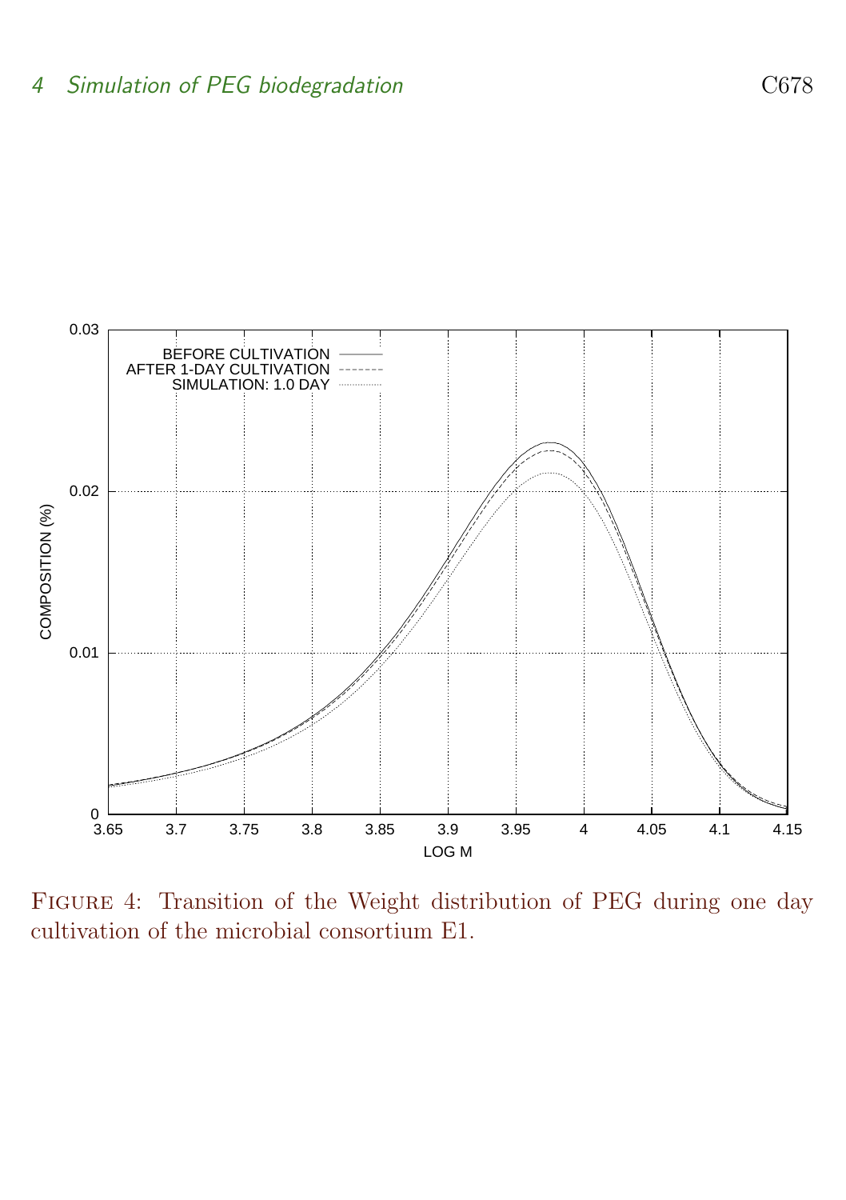FIGURE 4: Transition of the Weight distribution of PEG during one day cultivation of the microbial consortium E1.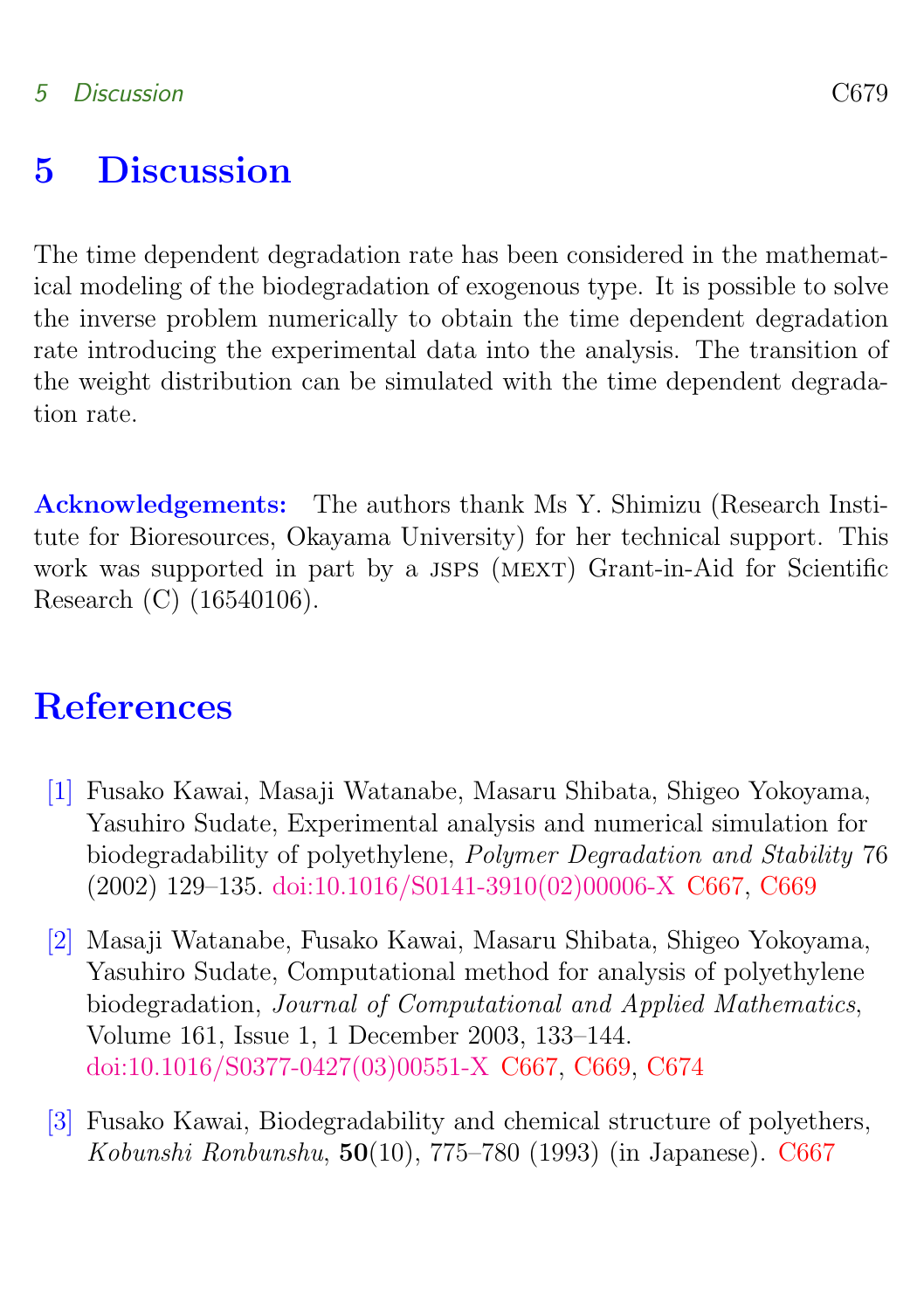# 5 Discussion

The time dependent degradation rate has been considered in the mathematical modeling of the biodegradation of exogenous type. It is possible to solve the inverse problem numerically to obtain the time dependent degradation rate introducing the experimental data into the analysis. The transition of the weight distribution can be simulated with the time dependent degradation rate.

**Acknowledgements:** The authors thank Ms Y. Shimizu (Research Institute for Bioresources, Okayama University) for her technical support. This work was supported in part by a JSPS (MEXT) Grant-in-Aid for Scientific Research (C) (16540106).

# References

[1] Fusako Kawai, Masaji Watanabe, Masaru Shibata, Shigeo Yokoyama, Yasuhiro Sudate, Experimental analysis and numerical simulation for biodegradability of polyethylene, *Polymer Degradation and Stability* 76 (2002) 129–135. doi:10.1016/S0141-3910(02)00006-X C667, C669

[2] Masaji Watanabe, Fusako Kawai, Masaru Shibata, Shigeo Yokoyama, Yasuhiro Sudate, Computational method for analysis of polyethylene biodegradation, *Journal of Computational and Applied Mathematics*, Volume 161, Issue 1, 1 December 2003, 133–144. doi:10.1016/S0377-0427(03)00551-X C667, C669, C674

[3] Fusako Kawai, Biodegradability and chemical structure of polyethers, *Kobunshi Ronbunshu*, **50**(10), 775–780 (1993) (in Japanese). C667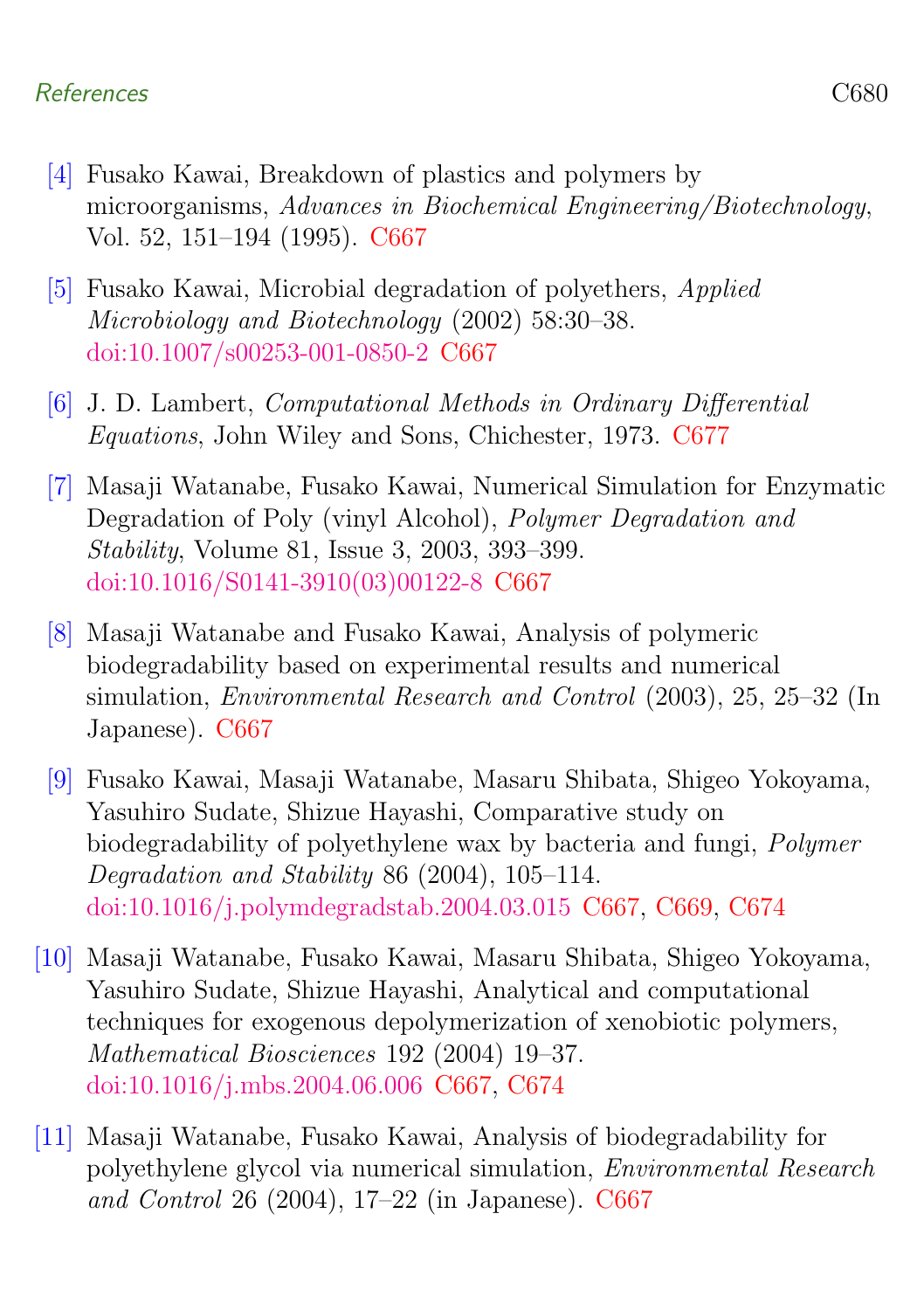[4] Fusako Kawai, Breakdown of plastics and polymers by microorganisms, *Advances in Biochemical Engineering/Biotechnology*, Vol. 52, 151–194 (1995). C667

[5] Fusako Kawai, Microbial degradation of polyethers, *Applied Microbiology and Biotechnology* (2002) 58:30–38. doi:10.1007/s00253-001-0850-2 C667

[6] J. D. Lambert, *Computational Methods in Ordinary Differential Equations*, John Wiley and Sons, Chichester, 1973. C677

[7] Masaji Watanabe, Fusako Kawai, Numerical Simulation for Enzymatic Degradation of Poly (vinyl Alcohol), *Polymer Degradation and Stability*, Volume 81, Issue 3, 2003, 393–399. doi:10.1016/S0141-3910(03)00122-8 C667

[8] Masaji Watanabe and Fusako Kawai, Analysis of polymeric biodegradability based on experimental results and numerical simulation, *Environmental Research and Control* (2003), 25, 25–32 (In Japanese). C667

[9] Fusako Kawai, Masaji Watanabe, Masaru Shibata, Shigeo Yokoyama, Yasuhiro Sudate, Shizue Hayashi, Comparative study on biodegradability of polyethylene wax by bacteria and fungi, *Polymer Degradation and Stability* 86 (2004), 105–114. doi:10.1016/j.polymdegradstab.2004.03.015 C667, C669, C674

[10] Masaji Watanabe, Fusako Kawai, Masaru Shibata, Shigeo Yokoyama, Yasuhiro Sudate, Shizue Hayashi, Analytical and computational techniques for exogenous depolymerization of xenobiotic polymers, *Mathematical Biosciences* 192 (2004) 19–37. doi:10.1016/j.mbs.2004.06.006 C667, C674

[11] Masaji Watanabe, Fusako Kawai, Analysis of biodegradability for polyethylene glycol via numerical simulation, *Environmental Research and Control* 26 (2004), 17–22 (in Japanese). C667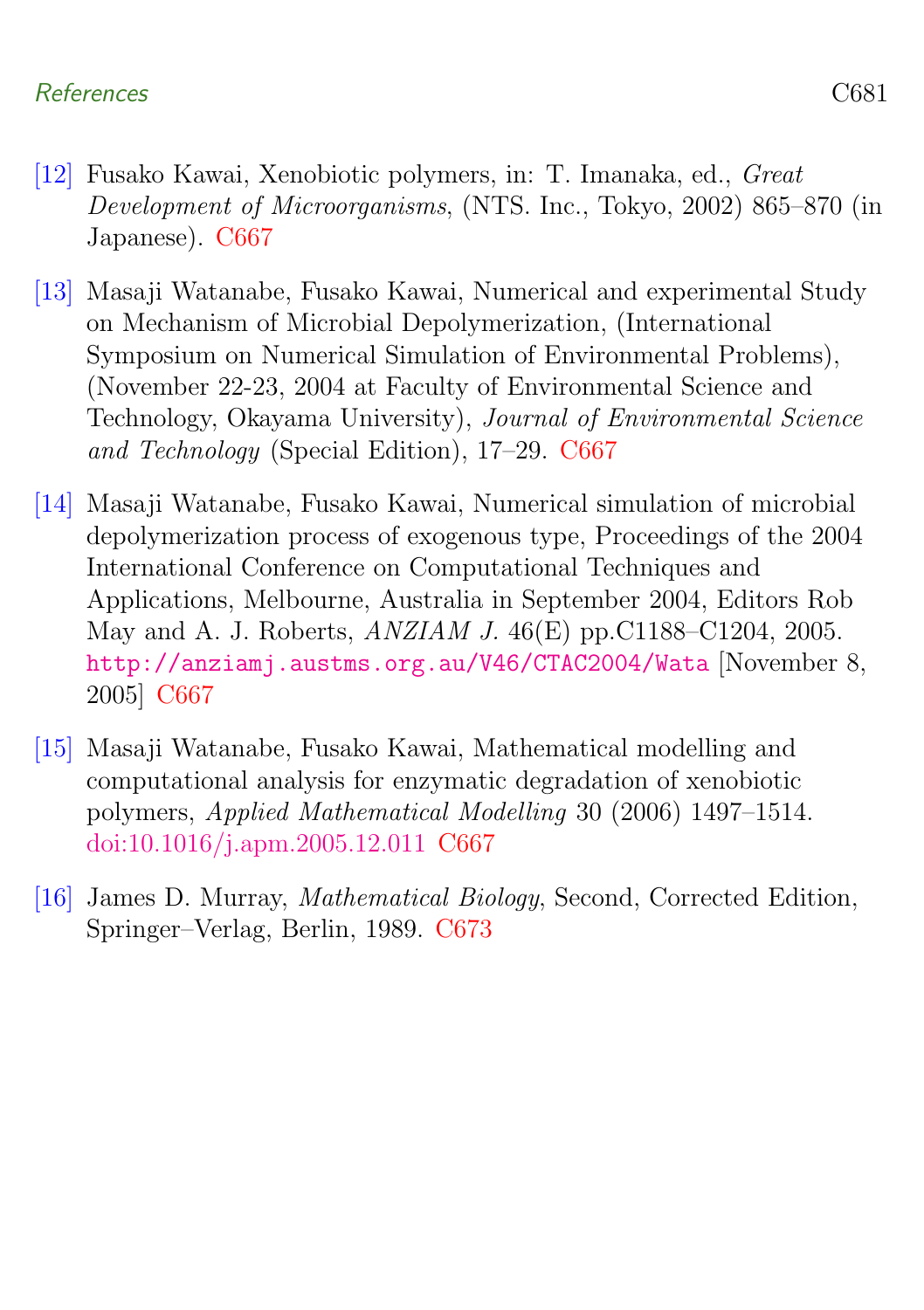[12] Fusako Kawai, Xenobiotic polymers, in: T. Imanaka, ed., *Great Development of Microorganisms*, (NTS. Inc., Tokyo, 2002) 865–870 (in Japanese). C667

[13] Masaji Watanabe, Fusako Kawai, Numerical and experimental Study on Mechanism of Microbial Depolymerization, (International Symposium on Numerical Simulation of Environmental Problems), (November 22-23, 2004 at Faculty of Environmental Science and Technology, Okayama University), *Journal of Environmental Science and Technology* (Special Edition), 17–29. C667

[14] Masaji Watanabe, Fusako Kawai, Numerical simulation of microbial depolymerization process of exogenous type, Proceedings of the 2004 International Conference on Computational Techniques and Applications, Melbourne, Australia in September 2004, Editors Rob May and A. J. Roberts, *ANZIAM J.* 46(E) pp.C1188–C1204, 2005. `http://anziamj.austms.org.au/V46/CTAC2004/Wata` [November 8, 2005] C667

[15] Masaji Watanabe, Fusako Kawai, Mathematical modelling and computational analysis for enzymatic degradation of xenobiotic polymers, *Applied Mathematical Modelling* 30 (2006) 1497–1514. doi:10.1016/j.apm.2005.12.011 C667

[16] James D. Murray, *Mathematical Biology*, Second, Corrected Edition, Springer–Verlag, Berlin, 1989. C673